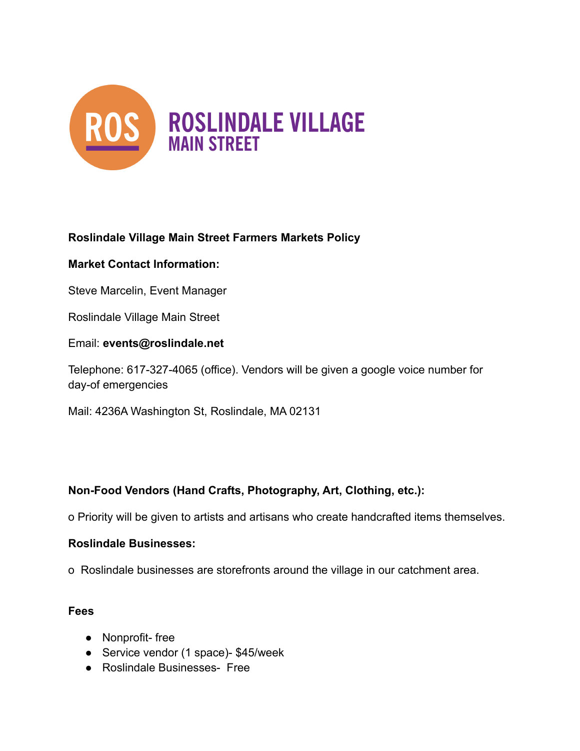ROSLINDALE VILLAGE
MAIN STREET

**Roslindale Village Main Street Farmers Markets Policy**

**Market Contact Information:**

Steve Marcelin, Event Manager

Roslindale Village Main Street

Email: **events@roslindale.net**

Telephone: 617-327-4065 (office). Vendors will be given a google voice number for day-of emergencies

Mail: 4236A Washington St, Roslindale, MA 02131

**Non-Food Vendors (Hand Crafts, Photography, Art, Clothing, etc.):**

o Priority will be given to artists and artisans who create handcrafted items themselves.

**Roslindale Businesses:**

o Roslindale businesses are storefronts around the village in our catchment area.

**Fees**

- Nonprofit- free
- Service vendor (1 space)- $45/week
- Roslindale Businesses- Free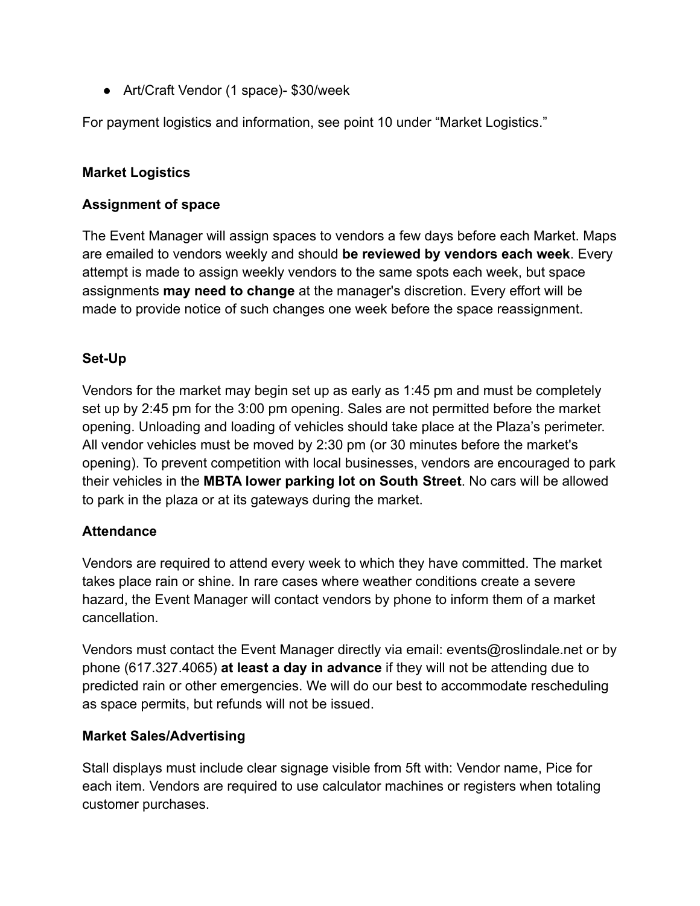- Art/Craft Vendor (1 space)- $30/week

For payment logistics and information, see point 10 under "Market Logistics."

**Market Logistics**

**Assignment of space**

The Event Manager will assign spaces to vendors a few days before each Market. Maps are emailed to vendors weekly and should **be reviewed by vendors each week**. Every attempt is made to assign weekly vendors to the same spots each week, but space assignments **may need to change** at the manager's discretion. Every effort will be made to provide notice of such changes one week before the space reassignment.

**Set-Up**

Vendors for the market may begin set up as early as 1:45 pm and must be completely set up by 2:45 pm for the 3:00 pm opening. Sales are not permitted before the market opening. Unloading and loading of vehicles should take place at the Plaza's perimeter. All vendor vehicles must be moved by 2:30 pm (or 30 minutes before the market's opening). To prevent competition with local businesses, vendors are encouraged to park their vehicles in the **MBTA lower parking lot on South Street**. No cars will be allowed to park in the plaza or at its gateways during the market.

**Attendance**

Vendors are required to attend every week to which they have committed. The market takes place rain or shine. In rare cases where weather conditions create a severe hazard, the Event Manager will contact vendors by phone to inform them of a market cancellation.

Vendors must contact the Event Manager directly via email: events@roslindale.net or by phone (617.327.4065) **at least a day in advance** if they will not be attending due to predicted rain or other emergencies. We will do our best to accommodate rescheduling as space permits, but refunds will not be issued.

**Market Sales/Advertising**

Stall displays must include clear signage visible from 5ft with: Vendor name, Pice for each item. Vendors are required to use calculator machines or registers when totaling customer purchases.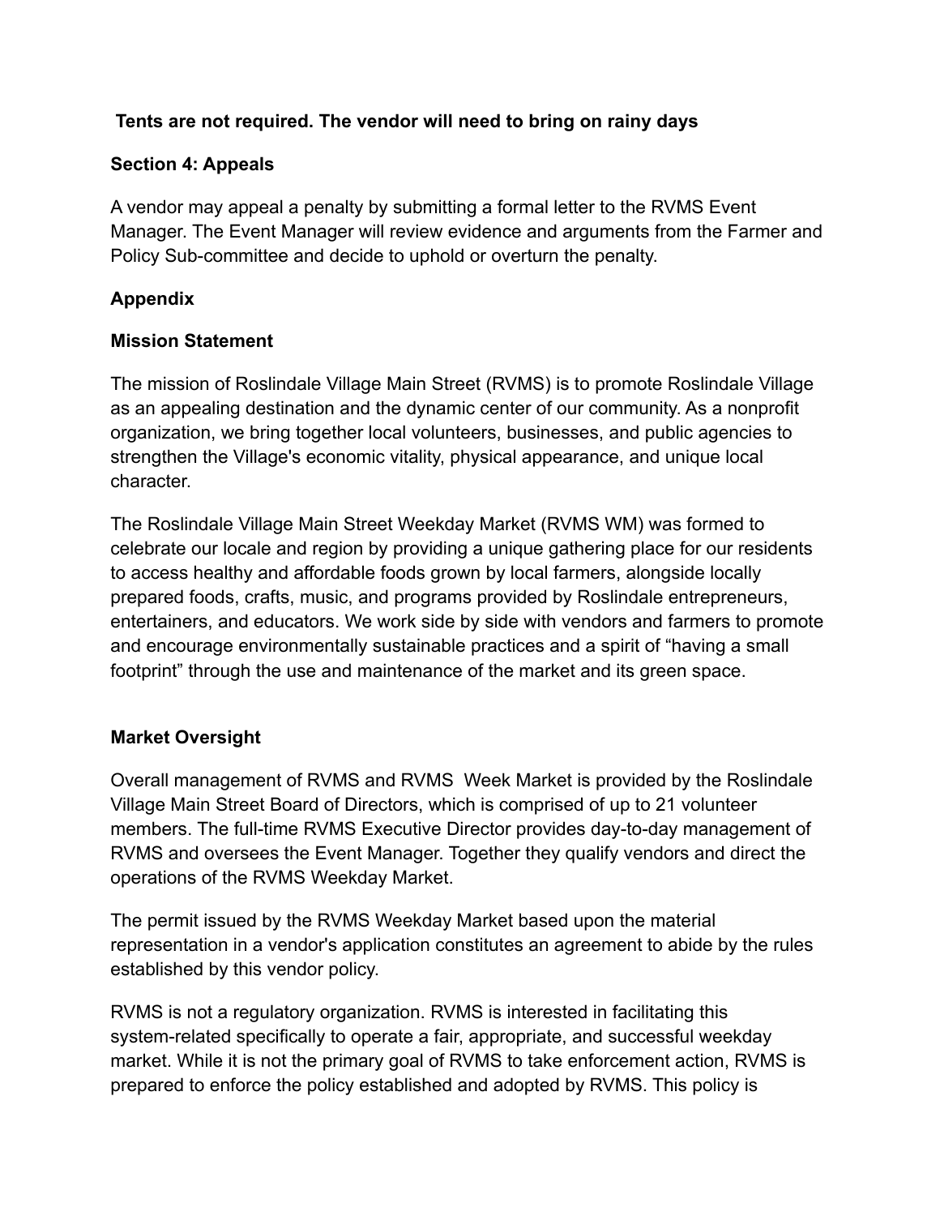**Tents are not required. The vendor will need to bring on rainy days**

**Section 4: Appeals**

A vendor may appeal a penalty by submitting a formal letter to the RVMS Event Manager. The Event Manager will review evidence and arguments from the Farmer and Policy Sub-committee and decide to uphold or overturn the penalty.

**Appendix**

**Mission Statement**

The mission of Roslindale Village Main Street (RVMS) is to promote Roslindale Village as an appealing destination and the dynamic center of our community. As a nonprofit organization, we bring together local volunteers, businesses, and public agencies to strengthen the Village's economic vitality, physical appearance, and unique local character.

The Roslindale Village Main Street Weekday Market (RVMS WM) was formed to celebrate our locale and region by providing a unique gathering place for our residents to access healthy and affordable foods grown by local farmers, alongside locally prepared foods, crafts, music, and programs provided by Roslindale entrepreneurs, entertainers, and educators. We work side by side with vendors and farmers to promote and encourage environmentally sustainable practices and a spirit of "having a small footprint" through the use and maintenance of the market and its green space.

**Market Oversight**

Overall management of RVMS and RVMS  Week Market is provided by the Roslindale Village Main Street Board of Directors, which is comprised of up to 21 volunteer members. The full-time RVMS Executive Director provides day-to-day management of RVMS and oversees the Event Manager. Together they qualify vendors and direct the operations of the RVMS Weekday Market.

The permit issued by the RVMS Weekday Market based upon the material representation in a vendor's application constitutes an agreement to abide by the rules established by this vendor policy.

RVMS is not a regulatory organization. RVMS is interested in facilitating this system-related specifically to operate a fair, appropriate, and successful weekday market. While it is not the primary goal of RVMS to take enforcement action, RVMS is prepared to enforce the policy established and adopted by RVMS. This policy is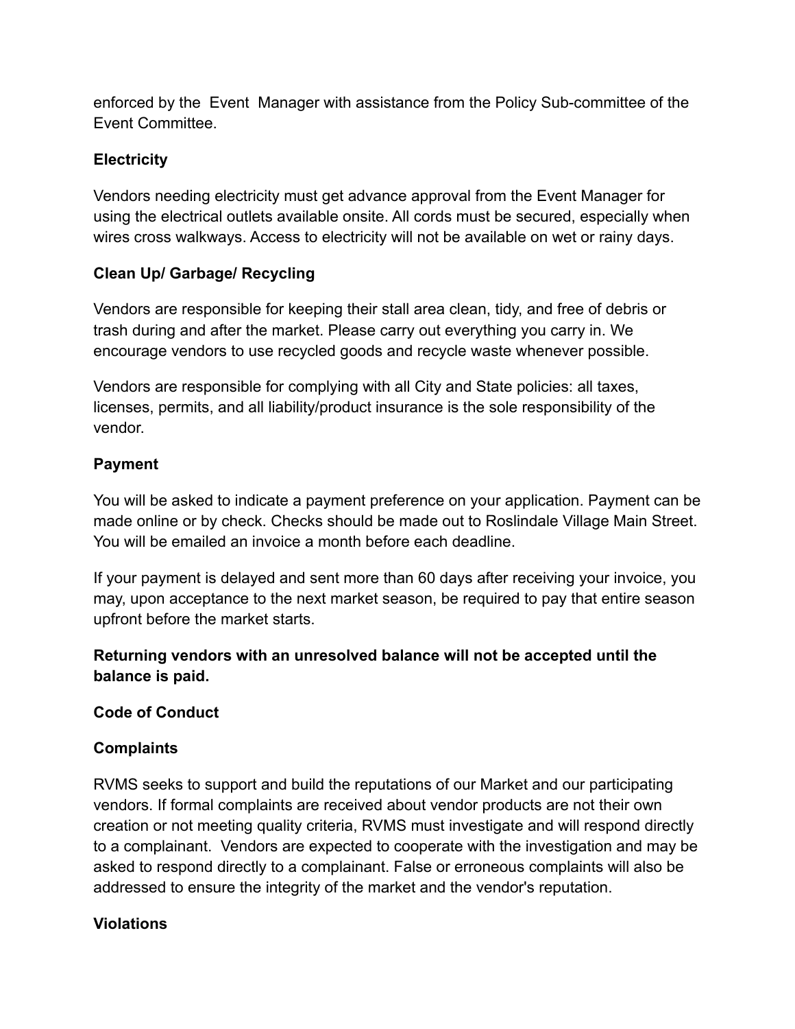enforced by the Event Manager with assistance from the Policy Sub-committee of the Event Committee.

### Electricity

Vendors needing electricity must get advance approval from the Event Manager for using the electrical outlets available onsite. All cords must be secured, especially when wires cross walkways. Access to electricity will not be available on wet or rainy days.

### Clean Up/ Garbage/ Recycling

Vendors are responsible for keeping their stall area clean, tidy, and free of debris or trash during and after the market. Please carry out everything you carry in. We encourage vendors to use recycled goods and recycle waste whenever possible.

Vendors are responsible for complying with all City and State policies: all taxes, licenses, permits, and all liability/product insurance is the sole responsibility of the vendor.

### Payment

You will be asked to indicate a payment preference on your application. Payment can be made online or by check. Checks should be made out to Roslindale Village Main Street. You will be emailed an invoice a month before each deadline.

If your payment is delayed and sent more than 60 days after receiving your invoice, you may, upon acceptance to the next market season, be required to pay that entire season upfront before the market starts.

**Returning vendors with an unresolved balance will not be accepted until the balance is paid.**

### Code of Conduct

### Complaints

RVMS seeks to support and build the reputations of our Market and our participating vendors. If formal complaints are received about vendor products are not their own creation or not meeting quality criteria, RVMS must investigate and will respond directly to a complainant. Vendors are expected to cooperate with the investigation and may be asked to respond directly to a complainant. False or erroneous complaints will also be addressed to ensure the integrity of the market and the vendor's reputation.

### Violations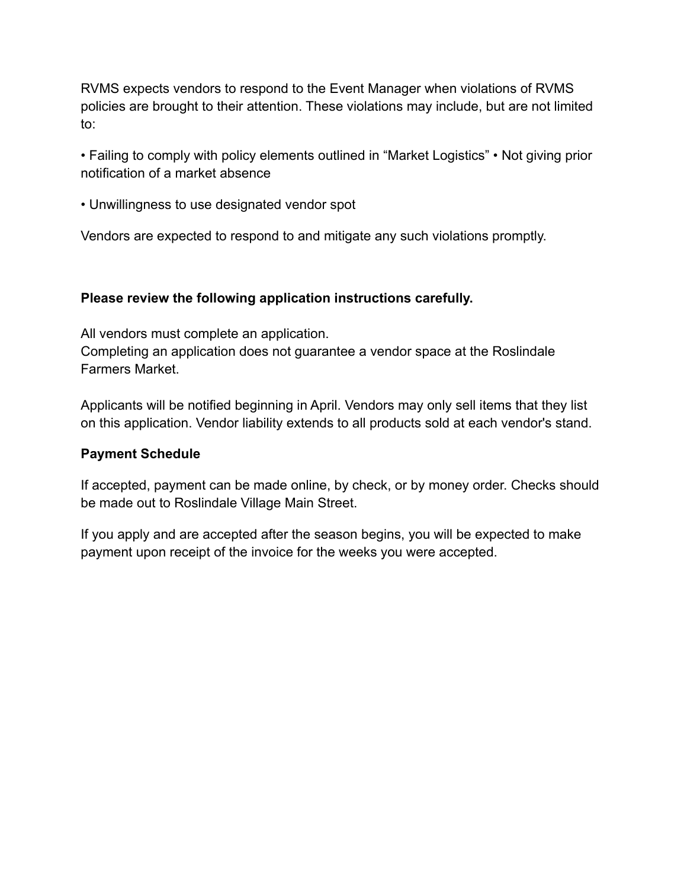RVMS expects vendors to respond to the Event Manager when violations of RVMS policies are brought to their attention. These violations may include, but are not limited to:

• Failing to comply with policy elements outlined in “Market Logistics” • Not giving prior notification of a market absence

• Unwillingness to use designated vendor spot

Vendors are expected to respond to and mitigate any such violations promptly.

**Please review the following application instructions carefully.**

All vendors must complete an application.
Completing an application does not guarantee a vendor space at the Roslindale Farmers Market.

Applicants will be notified beginning in April. Vendors may only sell items that they list on this application. Vendor liability extends to all products sold at each vendor's stand.

**Payment Schedule**

If accepted, payment can be made online, by check, or by money order. Checks should be made out to Roslindale Village Main Street.

If you apply and are accepted after the season begins, you will be expected to make payment upon receipt of the invoice for the weeks you were accepted.